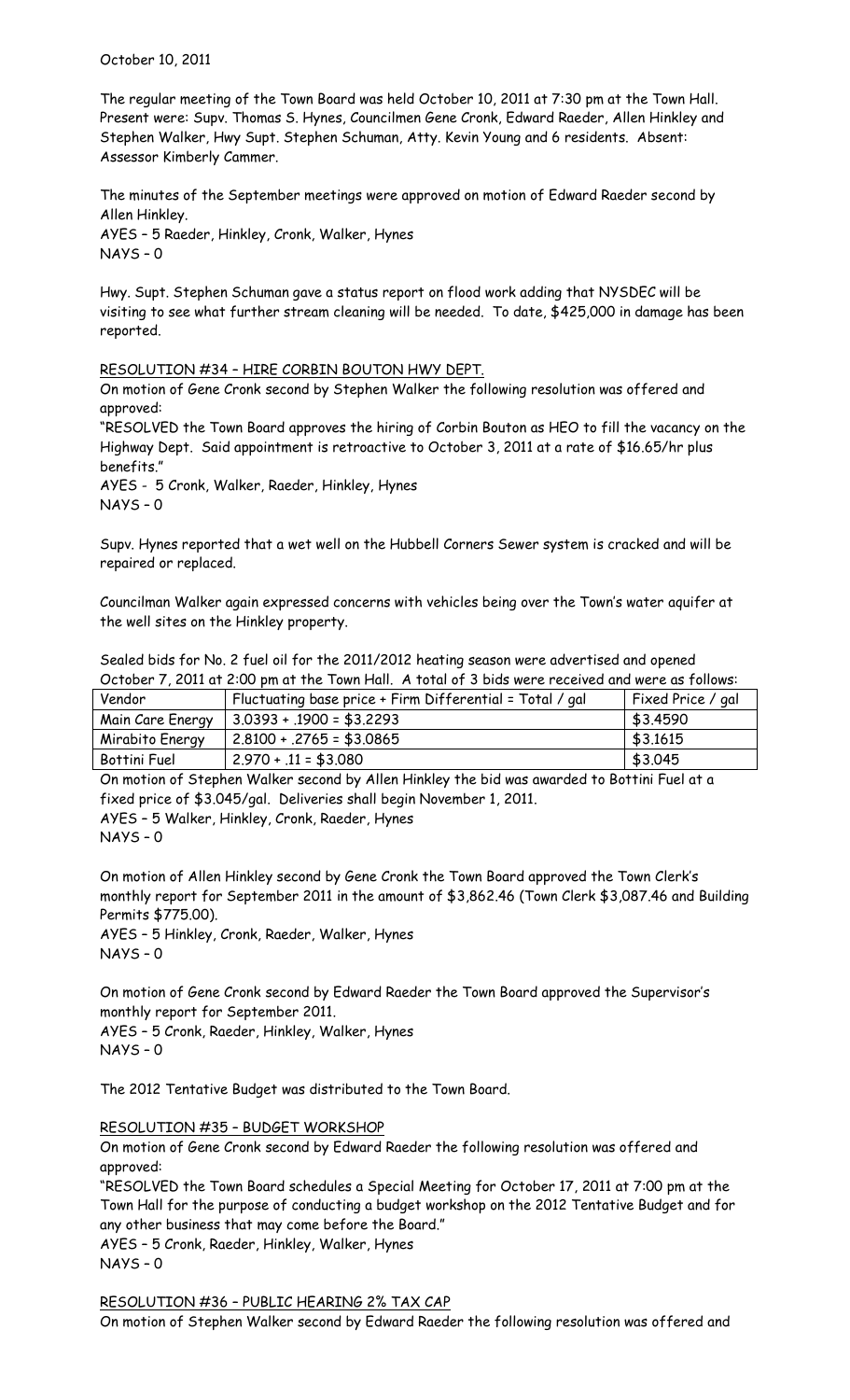October 10, 2011

The regular meeting of the Town Board was held October 10, 2011 at 7:30 pm at the Town Hall. Present were: Supv. Thomas S. Hynes, Councilmen Gene Cronk, Edward Raeder, Allen Hinkley and Stephen Walker, Hwy Supt. Stephen Schuman, Atty. Kevin Young and 6 residents. Absent: Assessor Kimberly Cammer.

The minutes of the September meetings were approved on motion of Edward Raeder second by Allen Hinkley.
AYES – 5 Raeder, Hinkley, Cronk, Walker, Hynes
NAYS – 0

Hwy. Supt. Stephen Schuman gave a status report on flood work adding that NYSDEC will be visiting to see what further stream cleaning will be needed. To date, $425,000 in damage has been reported.

RESOLUTION #34 – HIRE CORBIN BOUTON HWY DEPT.

On motion of Gene Cronk second by Stephen Walker the following resolution was offered and approved:

"RESOLVED the Town Board approves the hiring of Corbin Bouton as HEO to fill the vacancy on the Highway Dept. Said appointment is retroactive to October 3, 2011 at a rate of $16.65/hr plus benefits."

AYES - 5 Cronk, Walker, Raeder, Hinkley, Hynes
NAYS – 0

Supv. Hynes reported that a wet well on the Hubbell Corners Sewer system is cracked and will be repaired or replaced.

Councilman Walker again expressed concerns with vehicles being over the Town's water aquifer at the well sites on the Hinkley property.

Sealed bids for No. 2 fuel oil for the 2011/2012 heating season were advertised and opened October 7, 2011 at 2:00 pm at the Town Hall. A total of 3 bids were received and were as follows:

| Vendor | Fluctuating base price + Firm Differential = Total / gal | Fixed Price / gal |
|---|---|---|
| Main Care Energy | 3.0393 + .1900 = $3.2293 | $3.4590 |
| Mirabito Energy | 2.8100 + .2765 = $3.0865 | $3.1615 |
| Bottini Fuel | 2.970 + .11 = $3.080 | $3.045 |

On motion of Stephen Walker second by Allen Hinkley the bid was awarded to Bottini Fuel at a fixed price of $3.045/gal. Deliveries shall begin November 1, 2011.
AYES – 5 Walker, Hinkley, Cronk, Raeder, Hynes
NAYS – 0

On motion of Allen Hinkley second by Gene Cronk the Town Board approved the Town Clerk's monthly report for September 2011 in the amount of $3,862.46 (Town Clerk $3,087.46 and Building Permits $775.00).
AYES – 5 Hinkley, Cronk, Raeder, Walker, Hynes
NAYS – 0

On motion of Gene Cronk second by Edward Raeder the Town Board approved the Supervisor's monthly report for September 2011.
AYES – 5 Cronk, Raeder, Hinkley, Walker, Hynes
NAYS – 0

The 2012 Tentative Budget was distributed to the Town Board.

RESOLUTION #35 – BUDGET WORKSHOP

On motion of Gene Cronk second by Edward Raeder the following resolution was offered and approved:

"RESOLVED the Town Board schedules a Special Meeting for October 17, 2011 at 7:00 pm at the Town Hall for the purpose of conducting a budget workshop on the 2012 Tentative Budget and for any other business that may come before the Board."

AYES – 5 Cronk, Raeder, Hinkley, Walker, Hynes
NAYS – 0

RESOLUTION #36 – PUBLIC HEARING 2% TAX CAP

On motion of Stephen Walker second by Edward Raeder the following resolution was offered and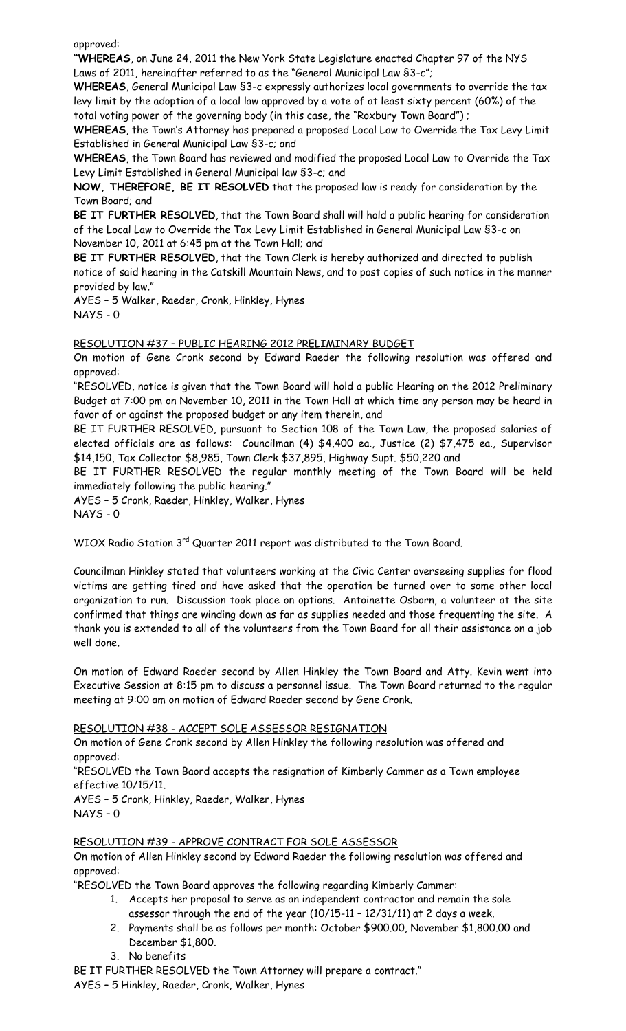approved:

**"WHEREAS**, on June 24, 2011 the New York State Legislature enacted Chapter 97 of the NYS Laws of 2011, hereinafter referred to as the "General Municipal Law §3-c";

**WHEREAS**, General Municipal Law §3-c expressly authorizes local governments to override the tax levy limit by the adoption of a local law approved by a vote of at least sixty percent (60%) of the total voting power of the governing body (in this case, the "Roxbury Town Board") ;

**WHEREAS**, the Town's Attorney has prepared a proposed Local Law to Override the Tax Levy Limit Established in General Municipal Law §3-c; and

**WHEREAS**, the Town Board has reviewed and modified the proposed Local Law to Override the Tax Levy Limit Established in General Municipal law §3-c; and

**NOW, THEREFORE, BE IT RESOLVED** that the proposed law is ready for consideration by the Town Board; and

**BE IT FURTHER RESOLVED**, that the Town Board shall will hold a public hearing for consideration of the Local Law to Override the Tax Levy Limit Established in General Municipal Law §3-c on November 10, 2011 at 6:45 pm at the Town Hall; and

**BE IT FURTHER RESOLVED**, that the Town Clerk is hereby authorized and directed to publish notice of said hearing in the Catskill Mountain News, and to post copies of such notice in the manner provided by law."

AYES – 5 Walker, Raeder, Cronk, Hinkley, Hynes
NAYS - 0

RESOLUTION #37 – PUBLIC HEARING 2012 PRELIMINARY BUDGET

On motion of Gene Cronk second by Edward Raeder the following resolution was offered and approved:

"RESOLVED, notice is given that the Town Board will hold a public Hearing on the 2012 Preliminary Budget at 7:00 pm on November 10, 2011 in the Town Hall at which time any person may be heard in favor of or against the proposed budget or any item therein, and

BE IT FURTHER RESOLVED, pursuant to Section 108 of the Town Law, the proposed salaries of elected officials are as follows: Councilman (4) $4,400 ea., Justice (2) $7,475 ea., Supervisor $14,150, Tax Collector $8,985, Town Clerk $37,895, Highway Supt. $50,220 and

BE IT FURTHER RESOLVED the regular monthly meeting of the Town Board will be held immediately following the public hearing."

AYES – 5 Cronk, Raeder, Hinkley, Walker, Hynes
NAYS - 0

WIOX Radio Station 3rd Quarter 2011 report was distributed to the Town Board.

Councilman Hinkley stated that volunteers working at the Civic Center overseeing supplies for flood victims are getting tired and have asked that the operation be turned over to some other local organization to run. Discussion took place on options. Antoinette Osborn, a volunteer at the site confirmed that things are winding down as far as supplies needed and those frequenting the site. A thank you is extended to all of the volunteers from the Town Board for all their assistance on a job well done.

On motion of Edward Raeder second by Allen Hinkley the Town Board and Atty. Kevin went into Executive Session at 8:15 pm to discuss a personnel issue. The Town Board returned to the regular meeting at 9:00 am on motion of Edward Raeder second by Gene Cronk.

RESOLUTION #38 - ACCEPT SOLE ASSESSOR RESIGNATION

On motion of Gene Cronk second by Allen Hinkley the following resolution was offered and approved:

"RESOLVED the Town Baord accepts the resignation of Kimberly Cammer as a Town employee effective 10/15/11.

AYES – 5 Cronk, Hinkley, Raeder, Walker, Hynes
NAYS – 0

RESOLUTION #39 - APPROVE CONTRACT FOR SOLE ASSESSOR

On motion of Allen Hinkley second by Edward Raeder the following resolution was offered and approved:

"RESOLVED the Town Board approves the following regarding Kimberly Cammer:

1. Accepts her proposal to serve as an independent contractor and remain the sole assessor through the end of the year (10/15-11 – 12/31/11) at 2 days a week.
2. Payments shall be as follows per month: October $900.00, November $1,800.00 and December $1,800.
3. No benefits

BE IT FURTHER RESOLVED the Town Attorney will prepare a contract."

AYES – 5 Hinkley, Raeder, Cronk, Walker, Hynes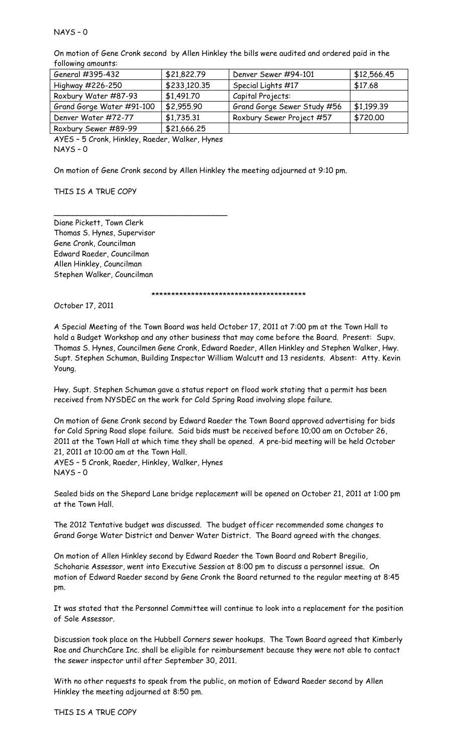NAYS – 0

On motion of Gene Cronk second by Allen Hinkley the bills were audited and ordered paid in the following amounts:

| General #395-432 | $21,822.79 | Denver Sewer #94-101 | $12,566.45 |
|---|---|---|---|
| Highway #226-250 | $233,120.35 | Special Lights #17 | $17.68 |
| Roxbury Water #87-93 | $1,491.70 | Capital Projects: | |
| Grand Gorge Water #91-100 | $2,955.90 | Grand Gorge Sewer Study #56 | $1,199.39 |
| Denver Water #72-77 | $1,735.31 | Roxbury Sewer Project #57 | $720.00 |
| Roxbury Sewer #89-99 | $21,666.25 | | |

AYES – 5 Cronk, Hinkley, Raeder, Walker, Hynes
NAYS – 0

On motion of Gene Cronk second by Allen Hinkley the meeting adjourned at 9:10 pm.

THIS IS A TRUE COPY

\_\_\_\_\_\_\_\_\_\_\_\_\_\_\_\_\_\_\_\_\_\_\_\_\_\_\_\_\_\_\_\_\_\_\_\_\_\_

Diane Pickett, Town Clerk
Thomas S. Hynes, Supervisor
Gene Cronk, Councilman
Edward Raeder, Councilman
Allen Hinkley, Councilman
Stephen Walker, Councilman

\*\*\*\*\*\*\*\*\*\*\*\*\*\*\*\*\*\*\*\*\*\*\*\*\*\*\*\*\*\*\*\*\*\*\*\*\*\*\*\*

October 17, 2011

A Special Meeting of the Town Board was held October 17, 2011 at 7:00 pm at the Town Hall to hold a Budget Workshop and any other business that may come before the Board. Present: Supv. Thomas S. Hynes, Councilmen Gene Cronk, Edward Raeder, Allen Hinkley and Stephen Walker, Hwy. Supt. Stephen Schuman, Building Inspector William Walcutt and 13 residents. Absent: Atty. Kevin Young.

Hwy. Supt. Stephen Schuman gave a status report on flood work stating that a permit has been received from NYSDEC on the work for Cold Spring Road involving slope failure.

On motion of Gene Cronk second by Edward Raeder the Town Board approved advertising for bids for Cold Spring Road slope failure. Said bids must be received before 10;00 am on October 26, 2011 at the Town Hall at which time they shall be opened. A pre-bid meeting will be held October 21, 2011 at 10:00 am at the Town Hall.
AYES – 5 Cronk, Raeder, Hinkley, Walker, Hynes
NAYS – 0

Sealed bids on the Shepard Lane bridge replacement will be opened on October 21, 2011 at 1:00 pm at the Town Hall.

The 2012 Tentative budget was discussed. The budget officer recommended some changes to Grand Gorge Water District and Denver Water District. The Board agreed with the changes.

On motion of Allen Hinkley second by Edward Raeder the Town Board and Robert Bregilio, Schoharie Assessor, went into Executive Session at 8:00 pm to discuss a personnel issue. On motion of Edward Raeder second by Gene Cronk the Board returned to the regular meeting at 8:45 pm.

It was stated that the Personnel Committee will continue to look into a replacement for the position of Sole Assessor.

Discussion took place on the Hubbell Corners sewer hookups. The Town Board agreed that Kimberly Roe and ChurchCare Inc. shall be eligible for reimbursement because they were not able to contact the sewer inspector until after September 30, 2011.

With no other requests to speak from the public, on motion of Edward Raeder second by Allen Hinkley the meeting adjourned at 8:50 pm.

THIS IS A TRUE COPY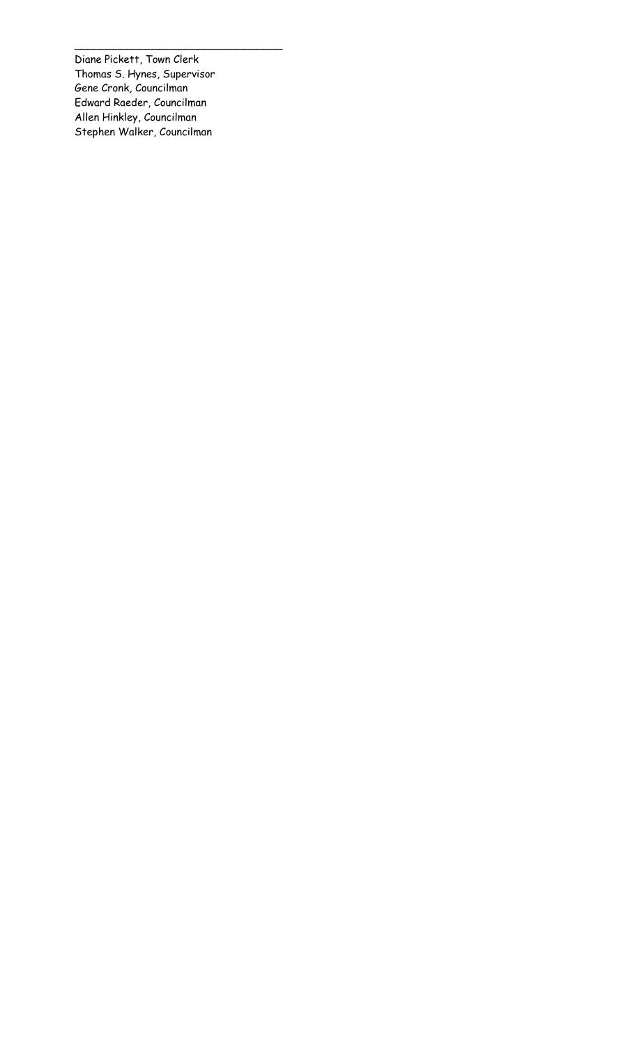\_\_\_\_\_\_\_\_\_\_\_\_\_\_\_\_\_\_\_\_\_\_\_\_\_\_\_\_\_\_\_\_

Diane Pickett, Town Clerk  
Thomas S. Hynes, Supervisor  
Gene Cronk, Councilman  
Edward Raeder, Councilman  
Allen Hinkley, Councilman  
Stephen Walker, Councilman